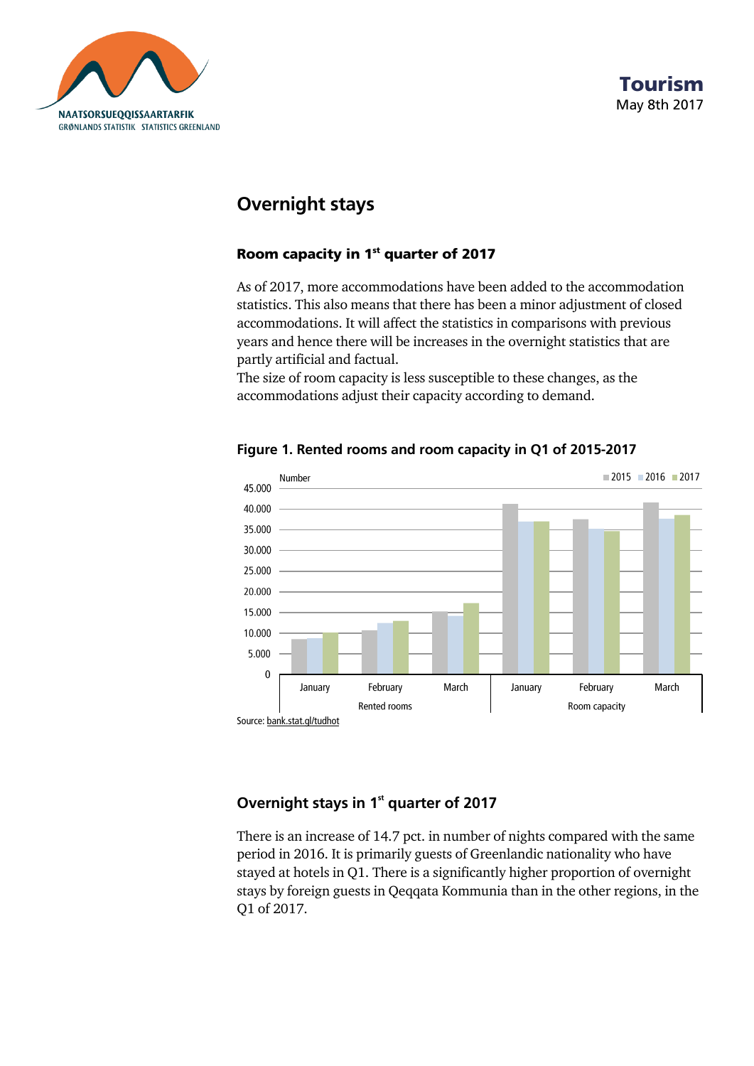**Tourism**
May 8th 2017

# Overnight stays

## Room capacity in 1st quarter of 2017

As of 2017, more accommodations have been added to the accommodation statistics. This also means that there has been a minor adjustment of closed accommodations. It will affect the statistics in comparisons with previous years and hence there will be increases in the overnight statistics that are partly artificial and factual.
The size of room capacity is less susceptible to these changes, as the accommodations adjust their capacity according to demand.

**Figure 1. Rented rooms and room capacity in Q1 of 2015-2017**

Source: bank.stat.gl/tudhot

## Overnight stays in 1st quarter of 2017

There is an increase of 14.7 pct. in number of nights compared with the same period in 2016. It is primarily guests of Greenlandic nationality who have stayed at hotels in Q1. There is a significantly higher proportion of overnight stays by foreign guests in Qeqqata Kommunia than in the other regions, in the Q1 of 2017.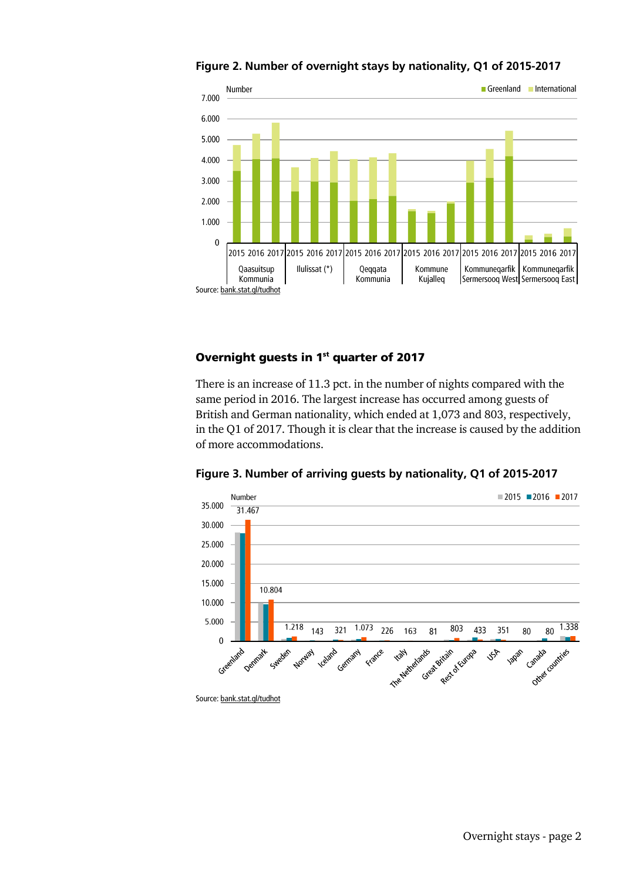**Figure 2. Number of overnight stays by nationality, Q1 of 2015-2017**

Source: bank.stat.gl/tudhot

## Overnight guests in 1st quarter of 2017

There is an increase of 11.3 pct. in the number of nights compared with the same period in 2016. The largest increase has occurred among guests of British and German nationality, which ended at 1,073 and 803, respectively, in the Q1 of 2017. Though it is clear that the increase is caused by the addition of more accommodations.

**Figure 3. Number of arriving guests by nationality, Q1 of 2015-2017**

Source: bank.stat.gl/tudhot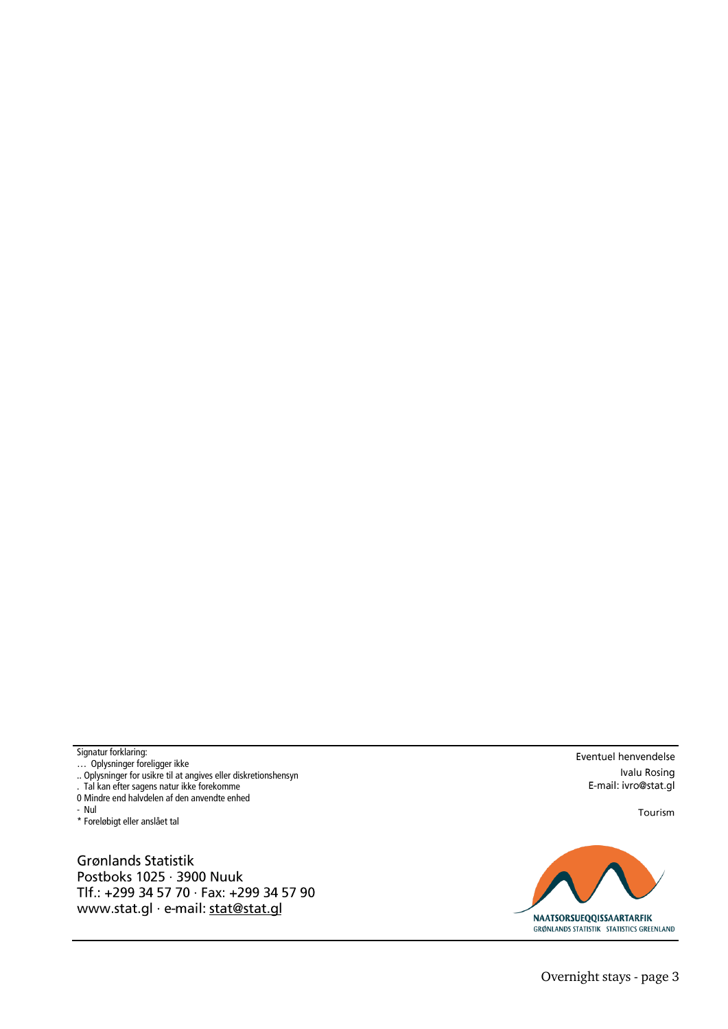Signatur forklaring:
… Oplysninger foreligger ikke
.. Oplysninger for usikre til at angives eller diskretionshensyn
. Tal kan efter sagens natur ikke forekomme
0 Mindre end halvdelen af den anvendte enhed
- Nul
* Foreløbigt eller anslået tal

Grønlands Statistik
Postboks 1025 · 3900 Nuuk
Tlf.: +299 34 57 70 · Fax: +299 34 57 90
www.stat.gl · e-mail: stat@stat.gl

Eventuel henvendelse

Ivalu Rosing
E-mail: ivro@stat.gl

Tourism

NAATSORSUEQQISSAARTARFIK
GRØNLANDS STATISTIK STATISTICS GREENLAND